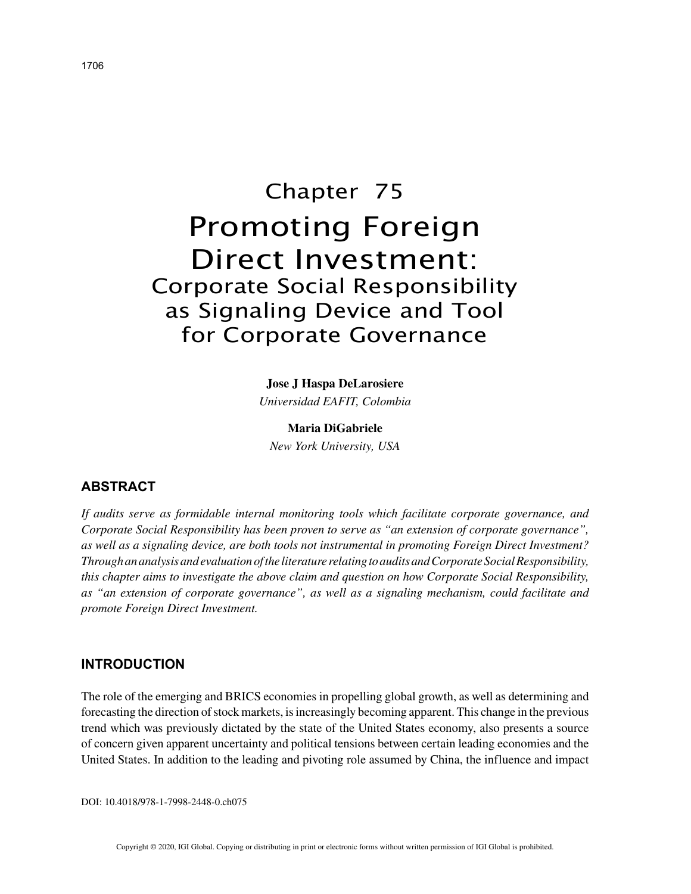# Chapter 75
# Promoting Foreign Direct Investment:
## Corporate Social Responsibility as Signaling Device and Tool for Corporate Governance

**Jose J Haspa DeLarosiere**
*Universidad EAFIT, Colombia*

**Maria DiGabriele**
*New York University, USA*

## ABSTRACT

*If audits serve as formidable internal monitoring tools which facilitate corporate governance, and Corporate Social Responsibility has been proven to serve as "an extension of corporate governance", as well as a signaling device, are both tools not instrumental in promoting Foreign Direct Investment? Through an analysis and evaluation of the literature relating to audits and Corporate Social Responsibility, this chapter aims to investigate the above claim and question on how Corporate Social Responsibility, as "an extension of corporate governance", as well as a signaling mechanism, could facilitate and promote Foreign Direct Investment.*

## INTRODUCTION

The role of the emerging and BRICS economies in propelling global growth, as well as determining and forecasting the direction of stock markets, is increasingly becoming apparent. This change in the previous trend which was previously dictated by the state of the United States economy, also presents a source of concern given apparent uncertainty and political tensions between certain leading economies and the United States. In addition to the leading and pivoting role assumed by China, the influence and impact

DOI: 10.4018/978-1-7998-2448-0.ch075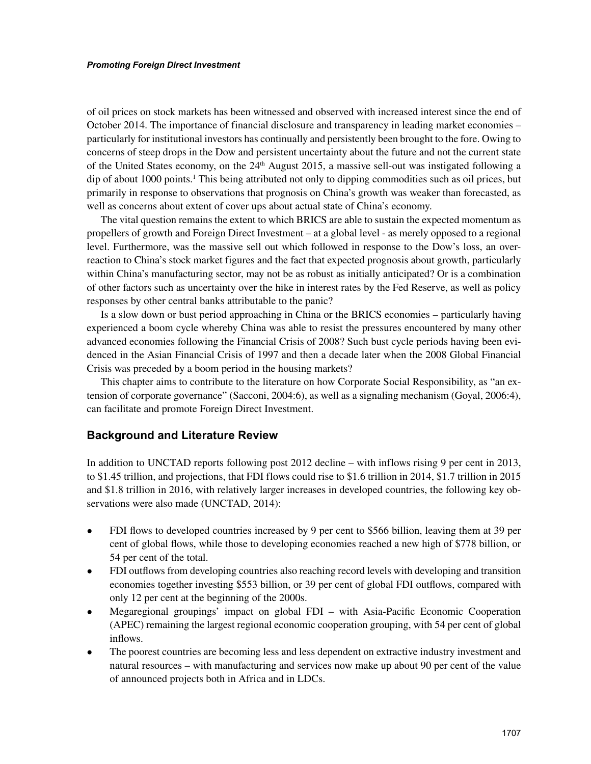of oil prices on stock markets has been witnessed and observed with increased interest since the end of October 2014. The importance of financial disclosure and transparency in leading market economies – particularly for institutional investors has continually and persistently been brought to the fore. Owing to concerns of steep drops in the Dow and persistent uncertainty about the future and not the current state of the United States economy, on the 24th August 2015, a massive sell-out was instigated following a dip of about 1000 points.[1] This being attributed not only to dipping commodities such as oil prices, but primarily in response to observations that prognosis on China's growth was weaker than forecasted, as well as concerns about extent of cover ups about actual state of China's economy.

The vital question remains the extent to which BRICS are able to sustain the expected momentum as propellers of growth and Foreign Direct Investment – at a global level - as merely opposed to a regional level. Furthermore, was the massive sell out which followed in response to the Dow's loss, an over-reaction to China's stock market figures and the fact that expected prognosis about growth, particularly within China's manufacturing sector, may not be as robust as initially anticipated? Or is a combination of other factors such as uncertainty over the hike in interest rates by the Fed Reserve, as well as policy responses by other central banks attributable to the panic?

Is a slow down or bust period approaching in China or the BRICS economies – particularly having experienced a boom cycle whereby China was able to resist the pressures encountered by many other advanced economies following the Financial Crisis of 2008? Such bust cycle periods having been evidenced in the Asian Financial Crisis of 1997 and then a decade later when the 2008 Global Financial Crisis was preceded by a boom period in the housing markets?

This chapter aims to contribute to the literature on how Corporate Social Responsibility, as "an extension of corporate governance" (Sacconi, 2004:6), as well as a signaling mechanism (Goyal, 2006:4), can facilitate and promote Foreign Direct Investment.

## Background and Literature Review

In addition to UNCTAD reports following post 2012 decline – with inflows rising 9 per cent in 2013, to $1.45 trillion, and projections, that FDI flows could rise to $1.6 trillion in 2014, $1.7 trillion in 2015 and $1.8 trillion in 2016, with relatively larger increases in developed countries, the following key observations were also made (UNCTAD, 2014):

- FDI flows to developed countries increased by 9 per cent to $566 billion, leaving them at 39 per cent of global flows, while those to developing economies reached a new high of $778 billion, or 54 per cent of the total.
- FDI outflows from developing countries also reaching record levels with developing and transition economies together investing $553 billion, or 39 per cent of global FDI outflows, compared with only 12 per cent at the beginning of the 2000s.
- Megaregional groupings' impact on global FDI – with Asia-Pacific Economic Cooperation (APEC) remaining the largest regional economic cooperation grouping, with 54 per cent of global inflows.
- The poorest countries are becoming less and less dependent on extractive industry investment and natural resources – with manufacturing and services now make up about 90 per cent of the value of announced projects both in Africa and in LDCs.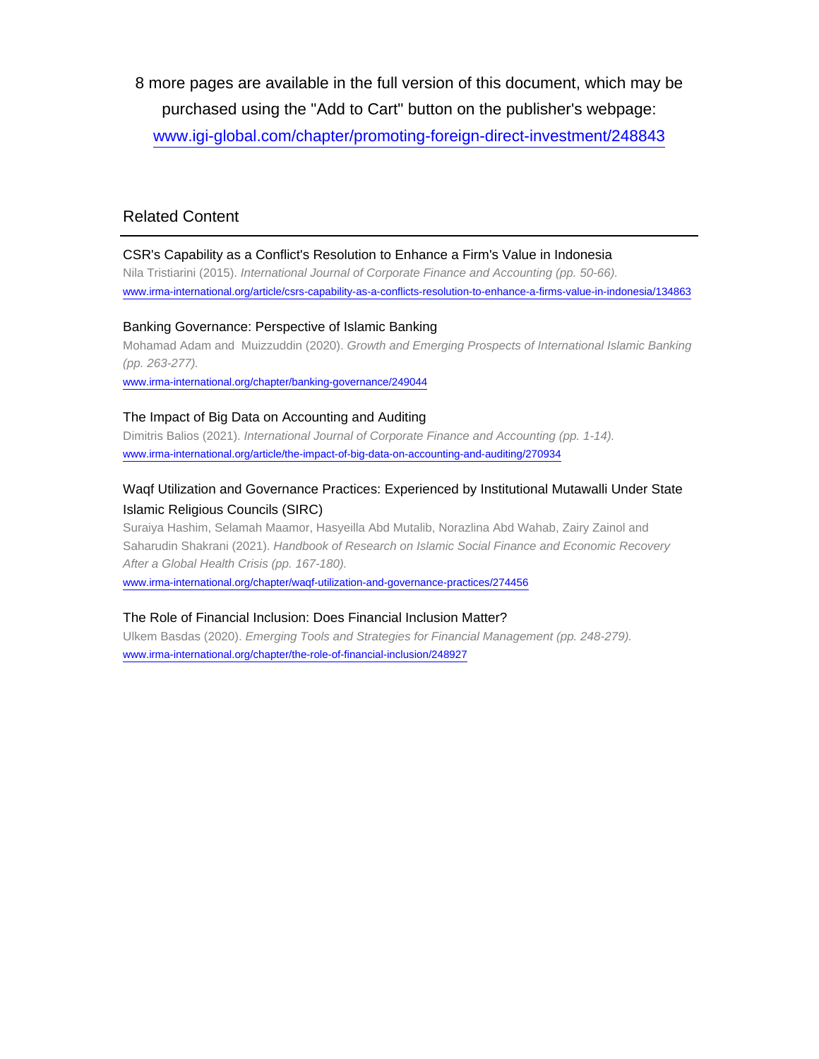8 more pages are available in the full version of this document, which may be purchased using the "Add to Cart" button on the publisher's webpage: www.igi-global.com/chapter/promoting-foreign-direct-investment/248843

## Related Content

CSR's Capability as a Conflict's Resolution to Enhance a Firm's Value in Indonesia
Nila Tristiarini (2015). *International Journal of Corporate Finance and Accounting (pp. 50-66).*
www.irma-international.org/article/csrs-capability-as-a-conflicts-resolution-to-enhance-a-firms-value-in-indonesia/134863

Banking Governance: Perspective of Islamic Banking
Mohamad Adam and Muizzuddin (2020). *Growth and Emerging Prospects of International Islamic Banking (pp. 263-277).*
www.irma-international.org/chapter/banking-governance/249044

The Impact of Big Data on Accounting and Auditing
Dimitris Balios (2021). *International Journal of Corporate Finance and Accounting (pp. 1-14).*
www.irma-international.org/article/the-impact-of-big-data-on-accounting-and-auditing/270934

Waqf Utilization and Governance Practices: Experienced by Institutional Mutawalli Under State Islamic Religious Councils (SIRC)
Suraiya Hashim, Selamah Maamor, Hasyeilla Abd Mutalib, Norazlina Abd Wahab, Zairy Zainol and Saharudin Shakrani (2021). *Handbook of Research on Islamic Social Finance and Economic Recovery After a Global Health Crisis (pp. 167-180).*
www.irma-international.org/chapter/waqf-utilization-and-governance-practices/274456

The Role of Financial Inclusion: Does Financial Inclusion Matter?
Ulkem Basdas (2020). *Emerging Tools and Strategies for Financial Management (pp. 248-279).*
www.irma-international.org/chapter/the-role-of-financial-inclusion/248927